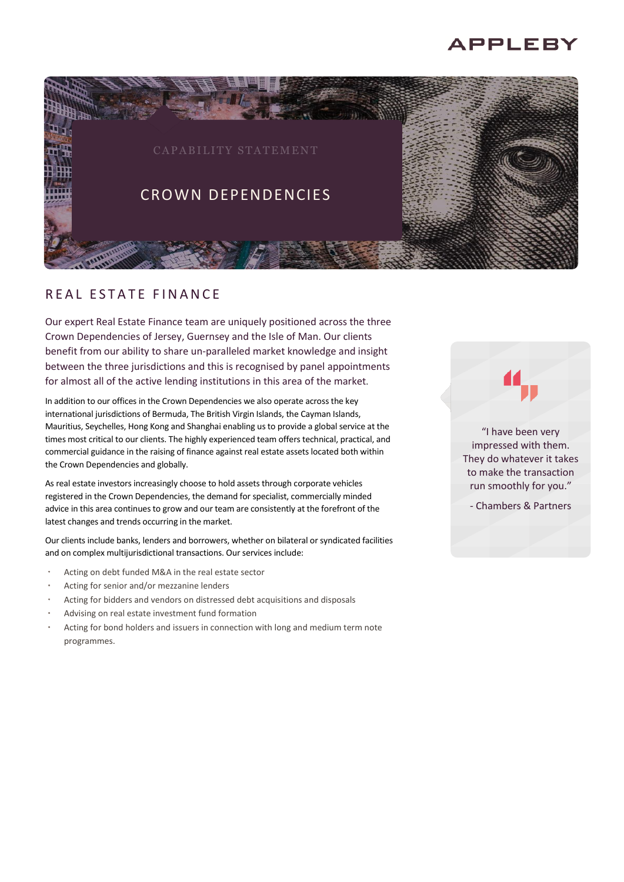APPLEBY

CAPABILITY STATEMENT

# CROWN DEPENDENCIES

## REAL ESTATE FINANCE

Our expert Real Estate Finance team are uniquely positioned across the three Crown Dependencies of Jersey, Guernsey and the Isle of Man. Our clients benefit from our ability to share un-paralleled market knowledge and insight between the three jurisdictions and this is recognised by panel appointments for almost all of the active lending institutions in this area of the market.

In addition to our offices in the Crown Dependencies we also operate across the key international jurisdictions of Bermuda, The British Virgin Islands, the Cayman Islands, Mauritius, Seychelles, Hong Kong and Shanghai enabling us to provide a global service at the times most critical to our clients. The highly experienced team offers technical, practical, and commercial guidance in the raising of finance against real estate assets located both within the Crown Dependencies and globally.

As real estate investors increasingly choose to hold assets through corporate vehicles registered in the Crown Dependencies, the demand for specialist, commercially minded advice in this area continues to grow and our team are consistently at the forefront of the latest changes and trends occurring in the market.

Our clients include banks, lenders and borrowers, whether on bilateral or syndicated facilities and on complex multijurisdictional transactions. Our services include:

- Acting on debt funded M&A in the real estate sector
- Acting for senior and/or mezzanine lenders
- Acting for bidders and vendors on distressed debt acquisitions and disposals
- Advising on real estate investment fund formation
- Acting for bond holders and issuers in connection with long and medium term note programmes.

> "I have been very impressed with them. They do whatever it takes to make the transaction run smoothly for you."
>
> \- Chambers & Partners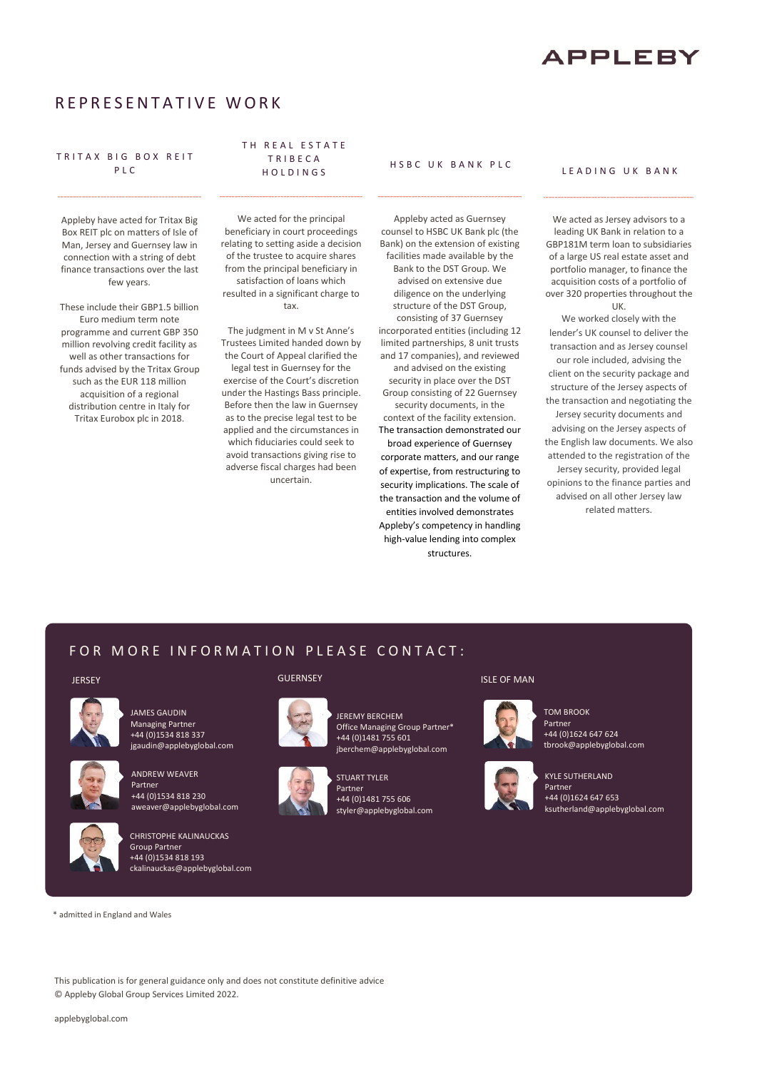# REPRESENTATIVE WORK

### TRITAX BIG BOX REIT PLC

Appleby have acted for Tritax Big Box REIT plc on matters of Isle of Man, Jersey and Guernsey law in connection with a string of debt finance transactions over the last few years.

These include their GBP1.5 billion Euro medium term note programme and current GBP 350 million revolving credit facility as well as other transactions for funds advised by the Tritax Group such as the EUR 118 million acquisition of a regional distribution centre in Italy for Tritax Eurobox plc in 2018.

### TH REAL ESTATE TRIBECA HOLDINGS

We acted for the principal beneficiary in court proceedings relating to setting aside a decision of the trustee to acquire shares from the principal beneficiary in satisfaction of loans which resulted in a significant charge to tax.

The judgment in M v St Anne's Trustees Limited handed down by the Court of Appeal clarified the legal test in Guernsey for the exercise of the Court's discretion under the Hastings Bass principle. Before then the law in Guernsey as to the precise legal test to be applied and the circumstances in which fiduciaries could seek to avoid transactions giving rise to adverse fiscal charges had been uncertain.

### HSBC UK BANK PLC

Appleby acted as Guernsey counsel to HSBC UK Bank plc (the Bank) on the extension of existing facilities made available by the Bank to the DST Group. We advised on extensive due diligence on the underlying structure of the DST Group, consisting of 37 Guernsey incorporated entities (including 12 limited partnerships, 8 unit trusts and 17 companies), and reviewed and advised on the existing security in place over the DST Group consisting of 22 Guernsey security documents, in the context of the facility extension. The transaction demonstrated our broad experience of Guernsey corporate matters, and our range of expertise, from restructuring to security implications. The scale of the transaction and the volume of entities involved demonstrates Appleby's competency in handling high-value lending into complex structures.

### LEADING UK BANK

We acted as Jersey advisors to a leading UK Bank in relation to a GBP181M term loan to subsidiaries of a large US real estate asset and portfolio manager, to finance the acquisition costs of a portfolio of over 320 properties throughout the UK.

We worked closely with the lender's UK counsel to deliver the transaction and as Jersey counsel our role included, advising the client on the security package and structure of the Jersey aspects of the transaction and negotiating the Jersey security documents and advising on the Jersey aspects of the English law documents. We also attended to the registration of the Jersey security, provided legal opinions to the finance parties and advised on all other Jersey law related matters.

## FOR MORE INFORMATION PLEASE CONTACT:

**JERSEY**

JAMES GAUDIN
Managing Partner
+44 (0)1534 818 337
jgaudin@applebyglobal.com

ANDREW WEAVER
Partner
+44 (0)1534 818 230
aweaver@applebyglobal.com

CHRISTOPHE KALINAUCKAS
Group Partner
+44 (0)1534 818 193
ckalinauckas@applebyglobal.com

**GUERNSEY**

JEREMY BERCHEM
Office Managing Group Partner*
+44 (0)1481 755 601
jberchem@applebyglobal.com

STUART TYLER
Partner
+44 (0)1481 755 606
styler@applebyglobal.com

**ISLE OF MAN**

TOM BROOK
Partner
+44 (0)1624 647 624
tbrook@applebyglobal.com

KYLE SUTHERLAND
Partner
+44 (0)1624 647 653
ksutherland@applebyglobal.com

* admitted in England and Wales

This publication is for general guidance only and does not constitute definitive advice
© Appleby Global Group Services Limited 2022.

applebyglobal.com